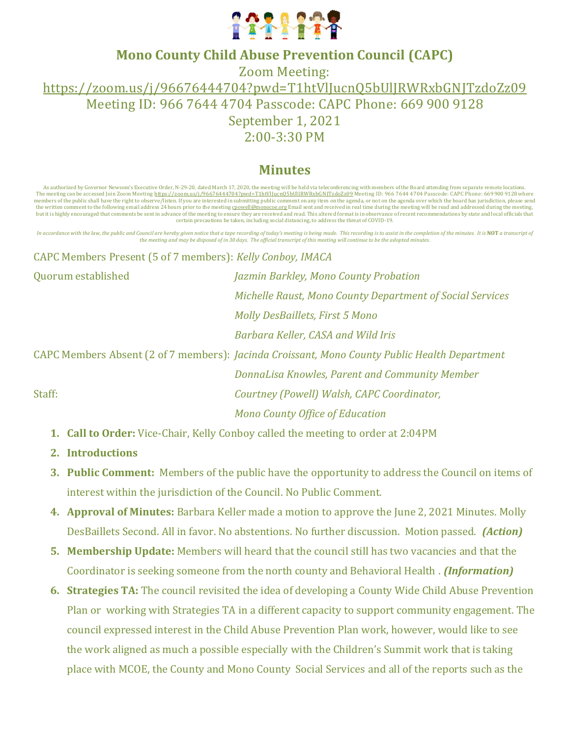# Mono County Child Abuse Prevention Council (CAPC)

Zoom Meeting:
https://zoom.us/j/96676444704?pwd=T1htVlJucnQ5bUlJRWRxbGNJTzdoZz09
Meeting ID: 966 7644 4704 Passcode: CAPC Phone: 669 900 9128
September 1, 2021
2:00-3:30 PM

## Minutes

As authorized by Governor Newsom's Executive Order, N-29-20, dated March 17, 2020, the meeting will be held via teleconferencing with members of the Board attending from separate remote locations. The meeting can be accessed Join Zoom Meeting https://zoom.us/j/96676444704?pwd=T1htVlJucnQ5bUlJRWRxbGNJTzdoZz09 Meeting ID: 966 7644 4704 Passcode: CAPC Phone: 669 900 9128 where members of the public shall have the right to observe/listen. If you are interested in submitting public comment on any item on the agenda, or not on the agenda over which the board has jurisdiction, please send the written comment to the following email address 24 hours prior to the meeting cpowell@monocoe.org Email sent and received in real time during the meeting will be read and addressed during the meeting, but it is highly encouraged that comments be sent in advance of the meeting to ensure they are received and read. This altered format is in observance of recent recommendations by state and local officials that certain precautions be taken, including social distancing, to address the threat of COVID-19.

*In accordance with the law, the public and Council are hereby given notice that a tape recording of today's meeting is being made. This recording is to assist in the completion of the minutes. It is **NOT** a transcript of the meeting and may be disposed of in 30 days. The official transcript of this meeting will continue to be the adopted minutes.*

CAPC Members Present (5 of 7 members): *Kelly Conboy, IMACA*

Quorum established
*Jazmin Barkley, Mono County Probation*
*Michelle Raust, Mono County Department of Social Services*
*Molly DesBaillets, First 5 Mono*
*Barbara Keller, CASA and Wild Iris*

CAPC Members Absent (2 of 7 members): *Jacinda Croissant, Mono County Public Health Department*
*DonnaLisa Knowles, Parent and Community Member*

Staff: *Courtney (Powell) Walsh, CAPC Coordinator,*
*Mono County Office of Education*

1. **Call to Order:** Vice-Chair, Kelly Conboy called the meeting to order at 2:04PM
2. **Introductions**
3. **Public Comment:** Members of the public have the opportunity to address the Council on items of interest within the jurisdiction of the Council. No Public Comment.
4. **Approval of Minutes:** Barbara Keller made a motion to approve the June 2, 2021 Minutes. Molly DesBaillets Second. All in favor. No abstentions. No further discussion. Motion passed. ***(Action)***
5. **Membership Update:** Members will heard that the council still has two vacancies and that the Coordinator is seeking someone from the north county and Behavioral Health . ***(Information)***
6. **Strategies TA:** The council revisited the idea of developing a County Wide Child Abuse Prevention Plan or working with Strategies TA in a different capacity to support community engagement. The council expressed interest in the Child Abuse Prevention Plan work, however, would like to see the work aligned as much a possible especially with the Children's Summit work that is taking place with MCOE, the County and Mono County Social Services and all of the reports such as the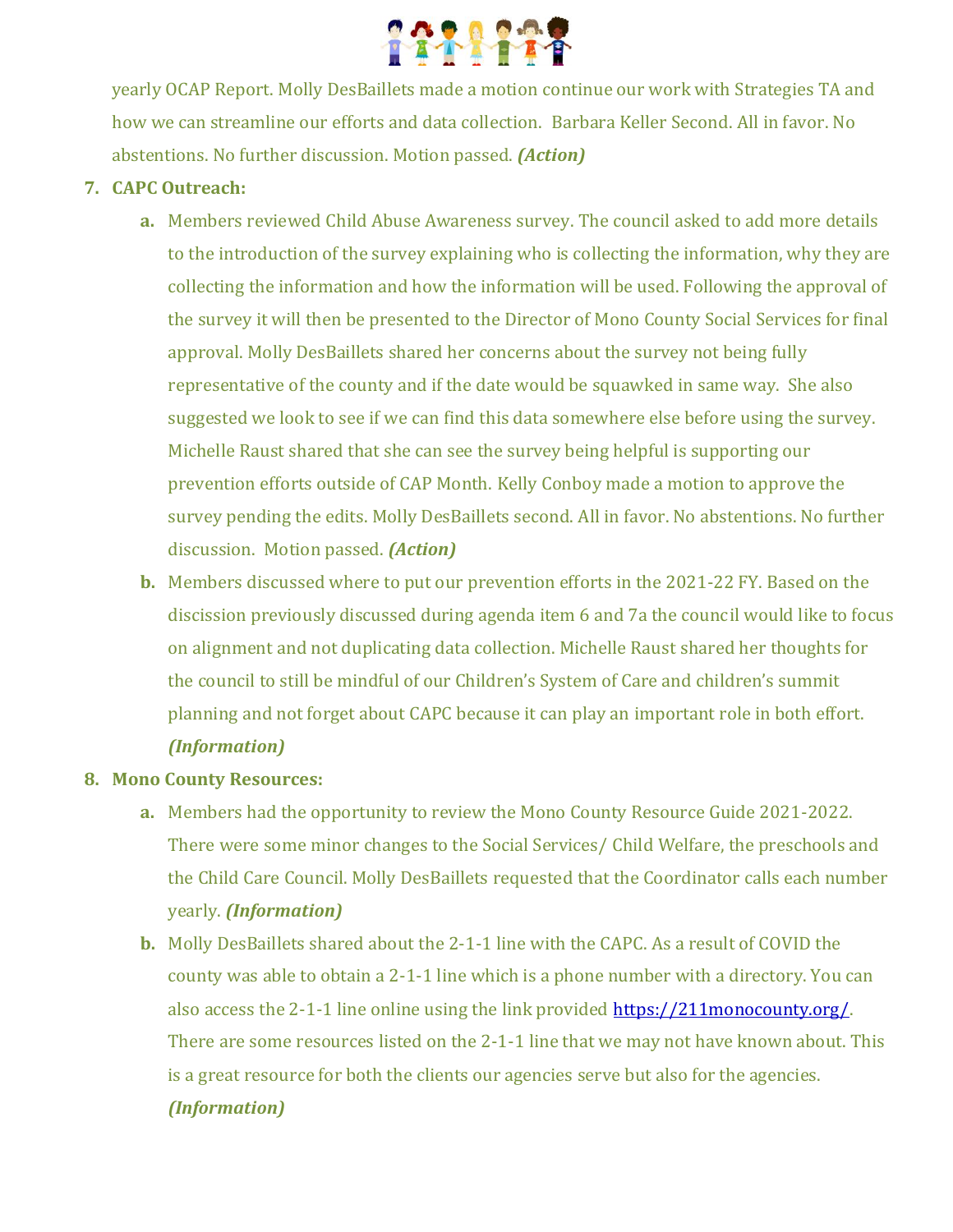yearly OCAP Report. Molly DesBaillets made a motion continue our work with Strategies TA and how we can streamline our efforts and data collection. Barbara Keller Second. All in favor. No abstentions. No further discussion. Motion passed. ***(Action)***

7. **CAPC Outreach:**
   a. Members reviewed Child Abuse Awareness survey. The council asked to add more details to the introduction of the survey explaining who is collecting the information, why they are collecting the information and how the information will be used. Following the approval of the survey it will then be presented to the Director of Mono County Social Services for final approval. Molly DesBaillets shared her concerns about the survey not being fully representative of the county and if the date would be squawked in same way. She also suggested we look to see if we can find this data somewhere else before using the survey. Michelle Raust shared that she can see the survey being helpful is supporting our prevention efforts outside of CAP Month. Kelly Conboy made a motion to approve the survey pending the edits. Molly DesBaillets second. All in favor. No abstentions. No further discussion. Motion passed. ***(Action)***
   b. Members discussed where to put our prevention efforts in the 2021-22 FY. Based on the discission previously discussed during agenda item 6 and 7a the council would like to focus on alignment and not duplicating data collection. Michelle Raust shared her thoughts for the council to still be mindful of our Children's System of Care and children's summit planning and not forget about CAPC because it can play an important role in both effort. ***(Information)***

8. **Mono County Resources:**
   a. Members had the opportunity to review the Mono County Resource Guide 2021-2022. There were some minor changes to the Social Services/ Child Welfare, the preschools and the Child Care Council. Molly DesBaillets requested that the Coordinator calls each number yearly. ***(Information)***
   b. Molly DesBaillets shared about the 2-1-1 line with the CAPC. As a result of COVID the county was able to obtain a 2-1-1 line which is a phone number with a directory. You can also access the 2-1-1 line online using the link provided https://211monocounty.org/. There are some resources listed on the 2-1-1 line that we may not have known about. This is a great resource for both the clients our agencies serve but also for the agencies. ***(Information)***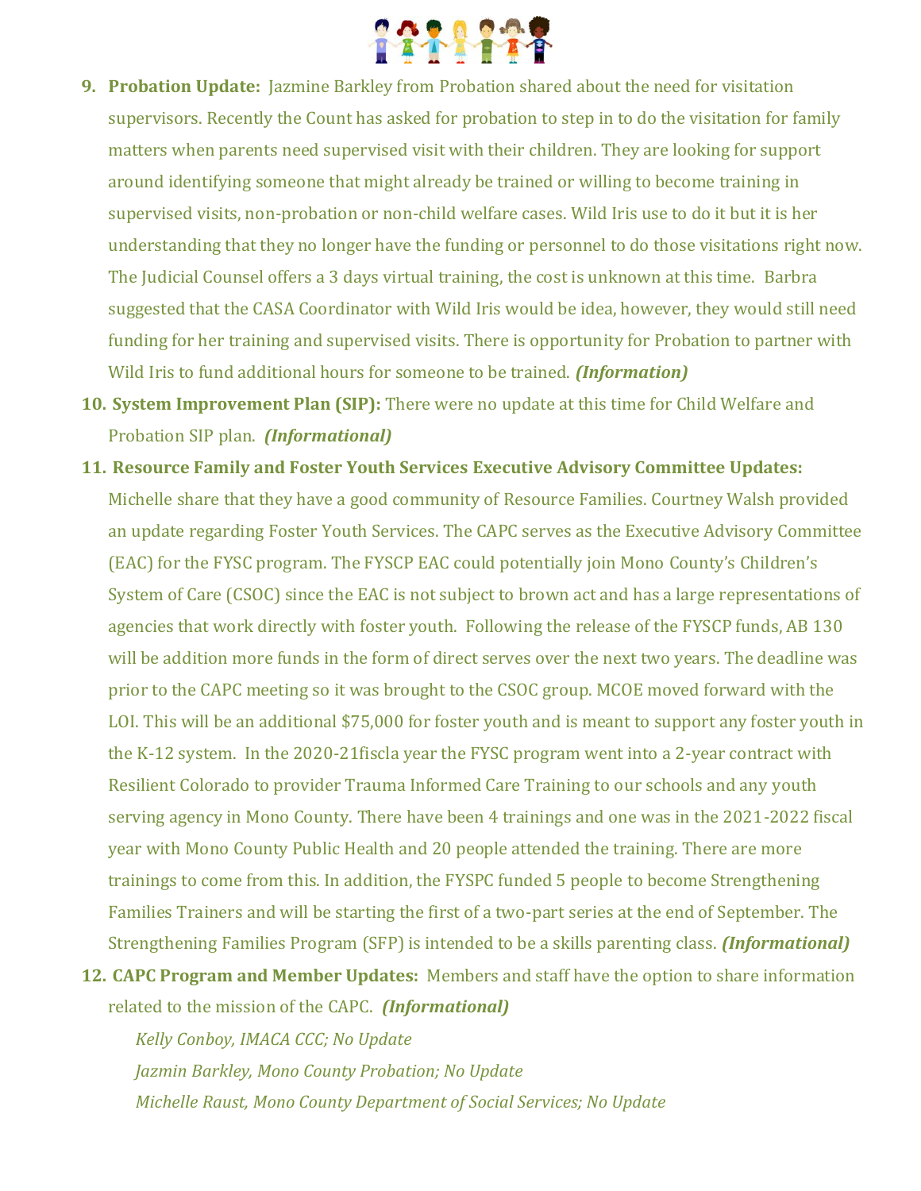9. **Probation Update:** Jazmine Barkley from Probation shared about the need for visitation supervisors. Recently the Count has asked for probation to step in to do the visitation for family matters when parents need supervised visit with their children. They are looking for support around identifying someone that might already be trained or willing to become training in supervised visits, non-probation or non-child welfare cases. Wild Iris use to do it but it is her understanding that they no longer have the funding or personnel to do those visitations right now. The Judicial Counsel offers a 3 days virtual training, the cost is unknown at this time. Barbra suggested that the CASA Coordinator with Wild Iris would be idea, however, they would still need funding for her training and supervised visits. There is opportunity for Probation to partner with Wild Iris to fund additional hours for someone to be trained. ***(Information)***

10. **System Improvement Plan (SIP):** There were no update at this time for Child Welfare and Probation SIP plan. ***(Informational)***

11. **Resource Family and Foster Youth Services Executive Advisory Committee Updates:** Michelle share that they have a good community of Resource Families. Courtney Walsh provided an update regarding Foster Youth Services. The CAPC serves as the Executive Advisory Committee (EAC) for the FYSC program. The FYSCP EAC could potentially join Mono County's Children's System of Care (CSOC) since the EAC is not subject to brown act and has a large representations of agencies that work directly with foster youth. Following the release of the FYSCP funds, AB 130 will be addition more funds in the form of direct serves over the next two years. The deadline was prior to the CAPC meeting so it was brought to the CSOC group. MCOE moved forward with the LOI. This will be an additional $75,000 for foster youth and is meant to support any foster youth in the K-12 system. In the 2020-21fiscla year the FYSC program went into a 2-year contract with Resilient Colorado to provider Trauma Informed Care Training to our schools and any youth serving agency in Mono County. There have been 4 trainings and one was in the 2021-2022 fiscal year with Mono County Public Health and 20 people attended the training. There are more trainings to come from this. In addition, the FYSPC funded 5 people to become Strengthening Families Trainers and will be starting the first of a two-part series at the end of September. The Strengthening Families Program (SFP) is intended to be a skills parenting class. ***(Informational)***

12. **CAPC Program and Member Updates:** Members and staff have the option to share information related to the mission of the CAPC. ***(Informational)***

    *Kelly Conboy, IMACA CCC; No Update*

    *Jazmin Barkley, Mono County Probation; No Update*

    *Michelle Raust, Mono County Department of Social Services; No Update*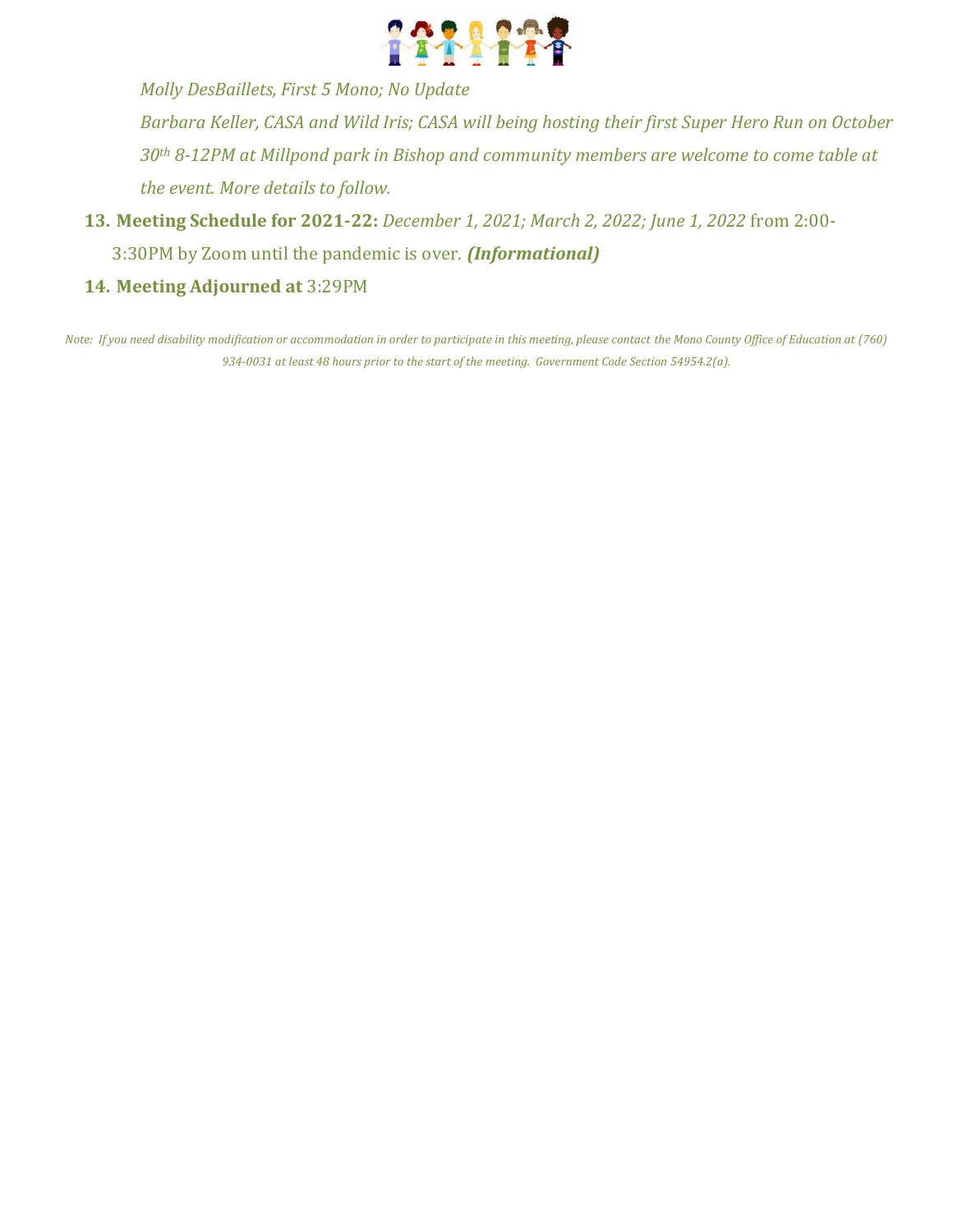*Molly DesBaillets, First 5 Mono; No Update*

*Barbara Keller, CASA and Wild Iris; CASA will being hosting their first Super Hero Run on October 30th 8-12PM at Millpond park in Bishop and community members are welcome to come table at the event. More details to follow.*

13. **Meeting Schedule for 2021-22:** *December 1, 2021; March 2, 2022; June 1, 2022* from 2:00-3:30PM by Zoom until the pandemic is over. ***(Informational)***
14. **Meeting Adjourned at** 3:29PM

*Note: If you need disability modification or accommodation in order to participate in this meeting, please contact the Mono County Office of Education at (760) 934-0031 at least 48 hours prior to the start of the meeting. Government Code Section 54954.2(a).*